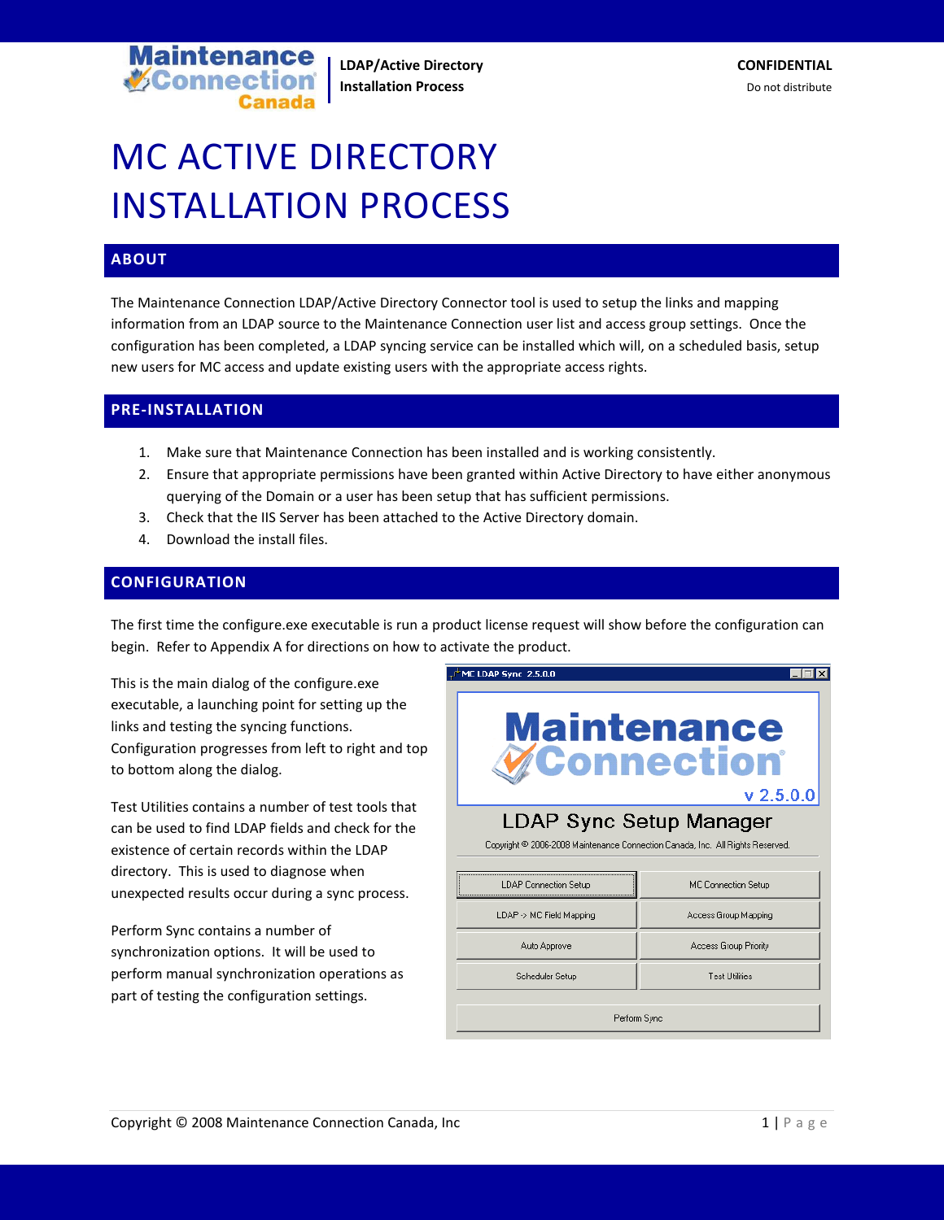# MC ACTIVE DIRECTORY INSTALLATION PROCESS

## ABOUT

The Maintenance Connection LDAP/Active Directory Connector tool is used to setup the links and mapping information from an LDAP source to the Maintenance Connection user list and access group settings. Once the configuration has been completed, a LDAP syncing service can be installed which will, on a scheduled basis, setup new users for MC access and update existing users with the appropriate access rights.

## PRE-INSTALLATION

1. Make sure that Maintenance Connection has been installed and is working consistently.
2. Ensure that appropriate permissions have been granted within Active Directory to have either anonymous querying of the Domain or a user has been setup that has sufficient permissions.
3. Check that the IIS Server has been attached to the Active Directory domain.
4. Download the install files.

## CONFIGURATION

The first time the configure.exe executable is run a product license request will show before the configuration can begin. Refer to Appendix A for directions on how to activate the product.

This is the main dialog of the configure.exe executable, a launching point for setting up the links and testing the syncing functions. Configuration progresses from left to right and top to bottom along the dialog.

Test Utilities contains a number of test tools that can be used to find LDAP fields and check for the existence of certain records within the LDAP directory. This is used to diagnose when unexpected results occur during a sync process.

Perform Sync contains a number of synchronization options. It will be used to perform manual synchronization operations as part of testing the configuration settings.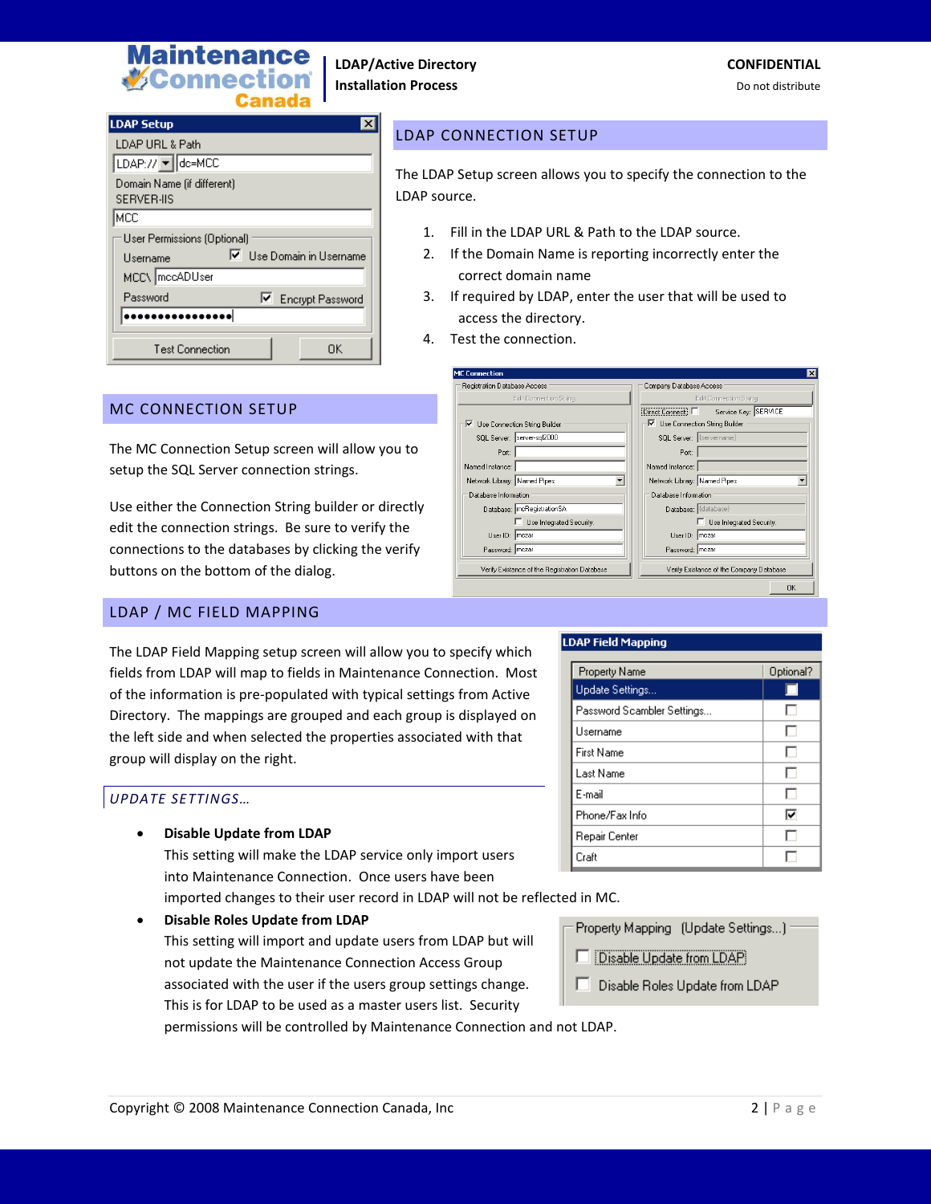## LDAP CONNECTION SETUP

The LDAP Setup screen allows you to specify the connection to the LDAP source.

1. Fill in the LDAP URL & Path to the LDAP source.
2. If the Domain Name is reporting incorrectly enter the correct domain name
3. If required by LDAP, enter the user that will be used to access the directory.
4. Test the connection.

## MC CONNECTION SETUP

The MC Connection Setup screen will allow you to setup the SQL Server connection strings.

Use either the Connection String builder or directly edit the connection strings. Be sure to verify the connections to the databases by clicking the verify buttons on the bottom of the dialog.

## LDAP / MC FIELD MAPPING

The LDAP Field Mapping setup screen will allow you to specify which fields from LDAP will map to fields in Maintenance Connection. Most of the information is pre-populated with typical settings from Active Directory. The mappings are grouped and each group is displayed on the left side and when selected the properties associated with that group will display on the right.

### *UPDATE SETTINGS…*

- **Disable Update from LDAP**
  This setting will make the LDAP service only import users into Maintenance Connection. Once users have been imported changes to their user record in LDAP will not be reflected in MC.
- **Disable Roles Update from LDAP**
  This setting will import and update users from LDAP but will not update the Maintenance Connection Access Group associated with the user if the users group settings change. This is for LDAP to be used as a master users list. Security permissions will be controlled by Maintenance Connection and not LDAP.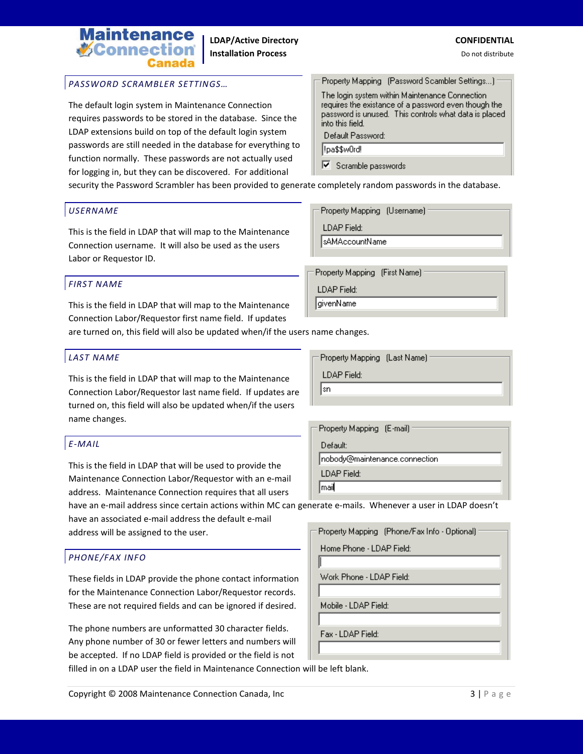## PASSWORD SCRAMBLER SETTINGS…

The default login system in Maintenance Connection requires passwords to be stored in the database. Since the LDAP extensions build on top of the default login system passwords are still needed in the database for everything to function normally. These passwords are not actually used for logging in, but they can be discovered. For additional security the Password Scrambler has been provided to generate completely random passwords in the database.

Property Mapping (Password Scambler Settings...)

The login system within Maintenance Connection requires the existance of a password even though the password is unused. This controls what data is placed into this field.

Default Password: !pa$$w0rd!

☑ Scramble passwords

## USERNAME

This is the field in LDAP that will map to the Maintenance Connection username. It will also be used as the users Labor or Requestor ID.

Property Mapping (Username)

LDAP Field: sAMAccountName

## FIRST NAME

This is the field in LDAP that will map to the Maintenance Connection Labor/Requestor first name field. If updates are turned on, this field will also be updated when/if the users name changes.

Property Mapping (First Name)

LDAP Field: givenName

## LAST NAME

This is the field in LDAP that will map to the Maintenance Connection Labor/Requestor last name field. If updates are turned on, this field will also be updated when/if the users name changes.

Property Mapping (Last Name)

LDAP Field: sn

## E-MAIL

This is the field in LDAP that will be used to provide the Maintenance Connection Labor/Requestor with an e-mail address. Maintenance Connection requires that all users have an e-mail address since certain actions within MC can generate e-mails. Whenever a user in LDAP doesn't have an associated e-mail address the default e-mail address will be assigned to the user.

Property Mapping (E-mail)

Default: nobody@maintenance.connection

LDAP Field: mail

## PHONE/FAX INFO

These fields in LDAP provide the phone contact information for the Maintenance Connection Labor/Requestor records. These are not required fields and can be ignored if desired.

The phone numbers are unformatted 30 character fields. Any phone number of 30 or fewer letters and numbers will be accepted. If no LDAP field is provided or the field is not filled in on a LDAP user the field in Maintenance Connection will be left blank.

Property Mapping (Phone/Fax Info - Optional)

Home Phone - LDAP Field:

Work Phone - LDAP Field:

Mobile - LDAP Field:

Fax - LDAP Field: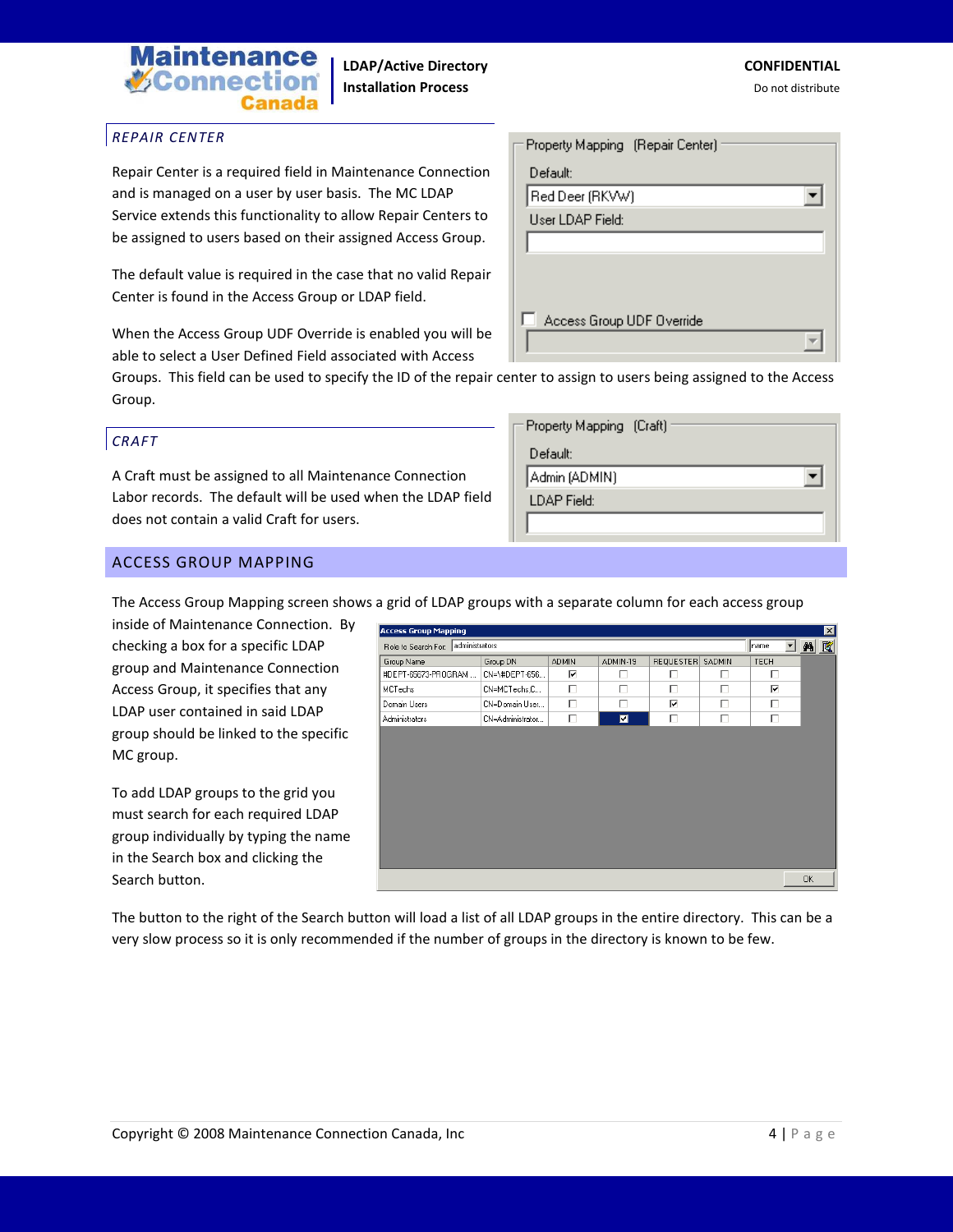## REPAIR CENTER

Repair Center is a required field in Maintenance Connection and is managed on a user by user basis. The MC LDAP Service extends this functionality to allow Repair Centers to be assigned to users based on their assigned Access Group.

The default value is required in the case that no valid Repair Center is found in the Access Group or LDAP field.

When the Access Group UDF Override is enabled you will be able to select a User Defined Field associated with Access Groups. This field can be used to specify the ID of the repair center to assign to users being assigned to the Access Group.

## CRAFT

A Craft must be assigned to all Maintenance Connection Labor records. The default will be used when the LDAP field does not contain a valid Craft for users.

## ACCESS GROUP MAPPING

The Access Group Mapping screen shows a grid of LDAP groups with a separate column for each access group inside of Maintenance Connection. By checking a box for a specific LDAP group and Maintenance Connection Access Group, it specifies that any LDAP user contained in said LDAP group should be linked to the specific MC group.

To add LDAP groups to the grid you must search for each required LDAP group individually by typing the name in the Search box and clicking the Search button.

The button to the right of the Search button will load a list of all LDAP groups in the entire directory. This can be a very slow process so it is only recommended if the number of groups in the directory is known to be few.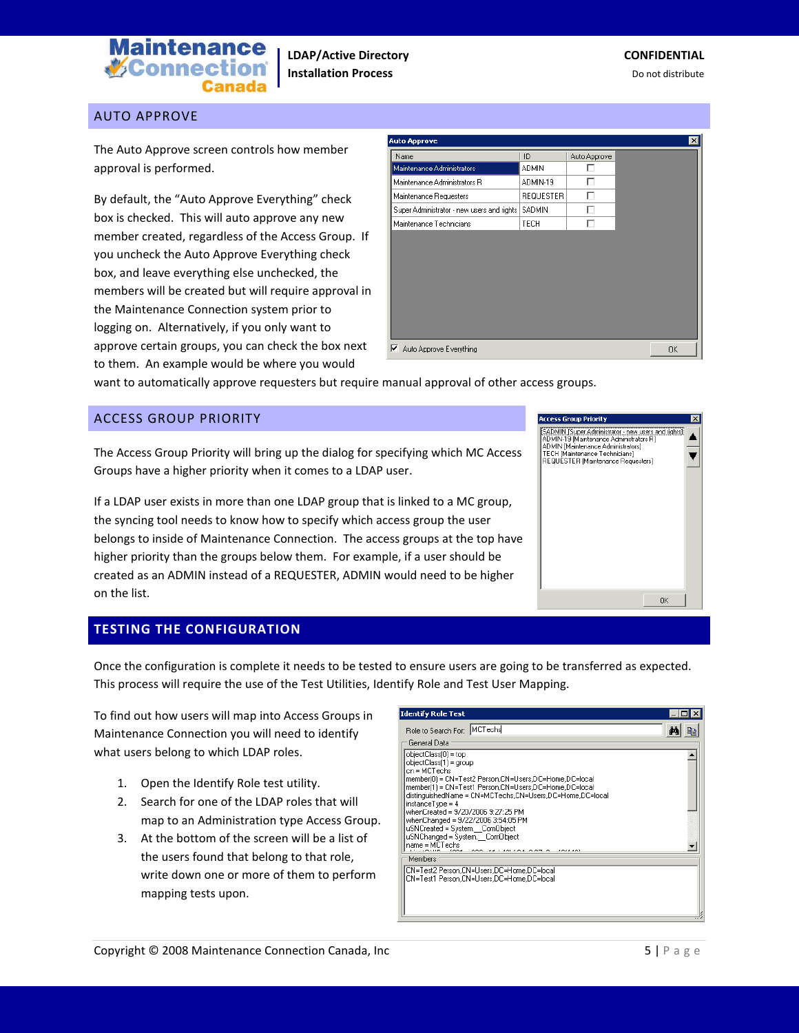## AUTO APPROVE

The Auto Approve screen controls how member approval is performed.

By default, the "Auto Approve Everything" check box is checked. This will auto approve any new member created, regardless of the Access Group. If you uncheck the Auto Approve Everything check box, and leave everything else unchecked, the members will be created but will require approval in the Maintenance Connection system prior to logging on. Alternatively, if you only want to approve certain groups, you can check the box next to them. An example would be where you would want to automatically approve requesters but require manual approval of other access groups.

## ACCESS GROUP PRIORITY

The Access Group Priority will bring up the dialog for specifying which MC Access Groups have a higher priority when it comes to a LDAP user.

If a LDAP user exists in more than one LDAP group that is linked to a MC group, the syncing tool needs to know how to specify which access group the user belongs to inside of Maintenance Connection. The access groups at the top have higher priority than the groups below them. For example, if a user should be created as an ADMIN instead of a REQUESTER, ADMIN would need to be higher on the list.

## TESTING THE CONFIGURATION

Once the configuration is complete it needs to be tested to ensure users are going to be transferred as expected. This process will require the use of the Test Utilities, Identify Role and Test User Mapping.

To find out how users will map into Access Groups in Maintenance Connection you will need to identify what users belong to which LDAP roles.

1. Open the Identify Role test utility.
2. Search for one of the LDAP roles that will map to an Administration type Access Group.
3. At the bottom of the screen will be a list of the users found that belong to that role, write down one or more of them to perform mapping tests upon.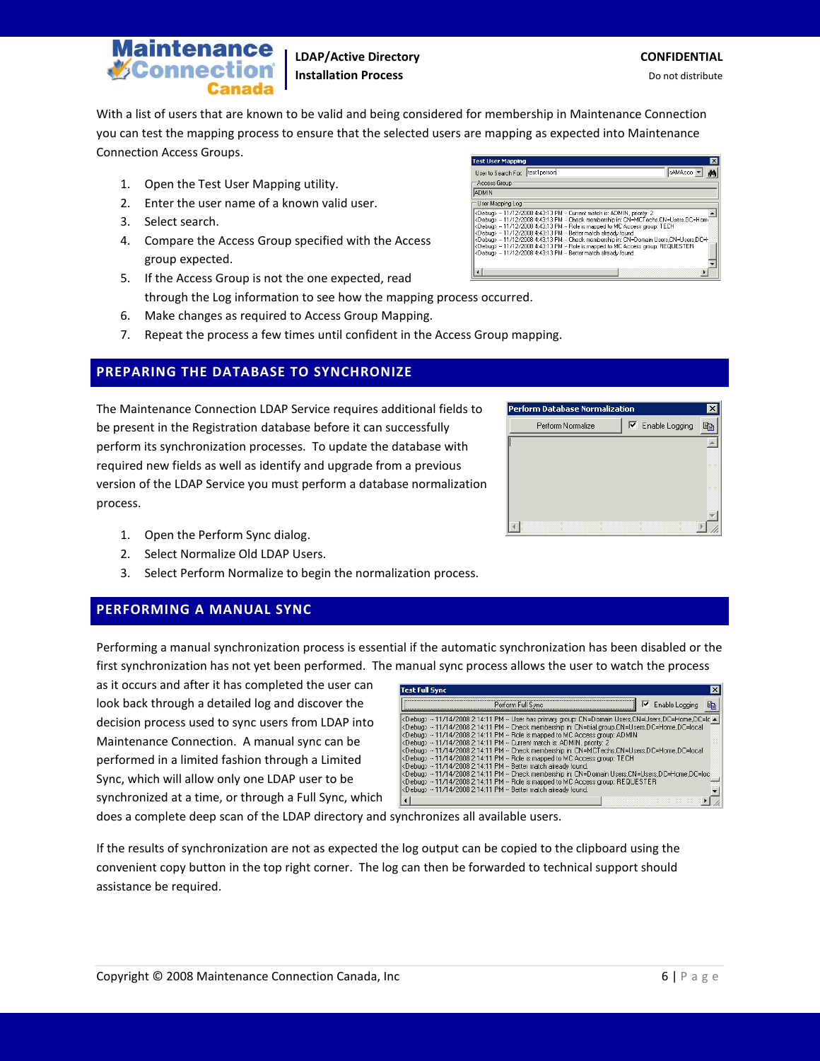With a list of users that are known to be valid and being considered for membership in Maintenance Connection you can test the mapping process to ensure that the selected users are mapping as expected into Maintenance Connection Access Groups.

1. Open the Test User Mapping utility.
2. Enter the user name of a known valid user.
3. Select search.
4. Compare the Access Group specified with the Access group expected.
5. If the Access Group is not the one expected, read through the Log information to see how the mapping process occurred.
6. Make changes as required to Access Group Mapping.
7. Repeat the process a few times until confident in the Access Group mapping.

## PREPARING THE DATABASE TO SYNCHRONIZE

The Maintenance Connection LDAP Service requires additional fields to be present in the Registration database before it can successfully perform its synchronization processes. To update the database with required new fields as well as identify and upgrade from a previous version of the LDAP Service you must perform a database normalization process.

1. Open the Perform Sync dialog.
2. Select Normalize Old LDAP Users.
3. Select Perform Normalize to begin the normalization process.

## PERFORMING A MANUAL SYNC

Performing a manual synchronization process is essential if the automatic synchronization has been disabled or the first synchronization has not yet been performed. The manual sync process allows the user to watch the process as it occurs and after it has completed the user can look back through a detailed log and discover the decision process used to sync users from LDAP into Maintenance Connection. A manual sync can be performed in a limited fashion through a Limited Sync, which will allow only one LDAP user to be synchronized at a time, or through a Full Sync, which does a complete deep scan of the LDAP directory and synchronizes all available users.

If the results of synchronization are not as expected the log output can be copied to the clipboard using the convenient copy button in the top right corner. The log can then be forwarded to technical support should assistance be required.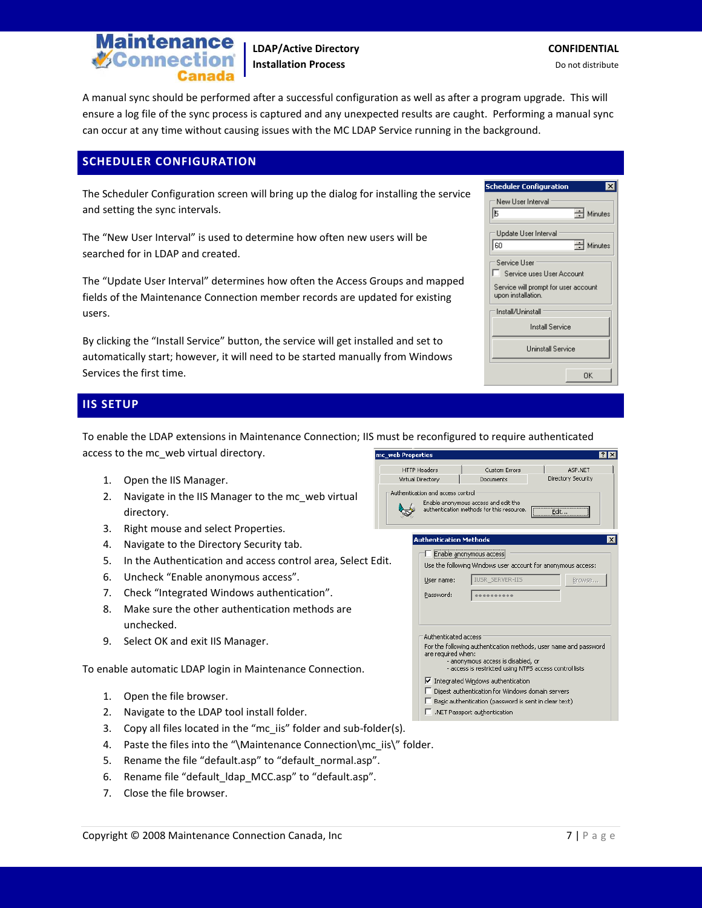A manual sync should be performed after a successful configuration as well as after a program upgrade. This will ensure a log file of the sync process is captured and any unexpected results are caught. Performing a manual sync can occur at any time without causing issues with the MC LDAP Service running in the background.

## SCHEDULER CONFIGURATION

The Scheduler Configuration screen will bring up the dialog for installing the service and setting the sync intervals.

The “New User Interval” is used to determine how often new users will be searched for in LDAP and created.

The “Update User Interval” determines how often the Access Groups and mapped fields of the Maintenance Connection member records are updated for existing users.

By clicking the “Install Service” button, the service will get installed and set to automatically start; however, it will need to be started manually from Windows Services the first time.

## IIS SETUP

To enable the LDAP extensions in Maintenance Connection; IIS must be reconfigured to require authenticated access to the mc_web virtual directory.

1. Open the IIS Manager.
2. Navigate in the IIS Manager to the mc_web virtual directory.
3. Right mouse and select Properties.
4. Navigate to the Directory Security tab.
5. In the Authentication and access control area, Select Edit.
6. Uncheck “Enable anonymous access”.
7. Check “Integrated Windows authentication”.
8. Make sure the other authentication methods are unchecked.
9. Select OK and exit IIS Manager.

To enable automatic LDAP login in Maintenance Connection.

1. Open the file browser.
2. Navigate to the LDAP tool install folder.
3. Copy all files located in the “mc_iis” folder and sub-folder(s).
4. Paste the files into the “\Maintenance Connection\mc_iis\” folder.
5. Rename the file “default.asp” to “default_normal.asp”.
6. Rename file “default_ldap_MCC.asp” to “default.asp”.
7. Close the file browser.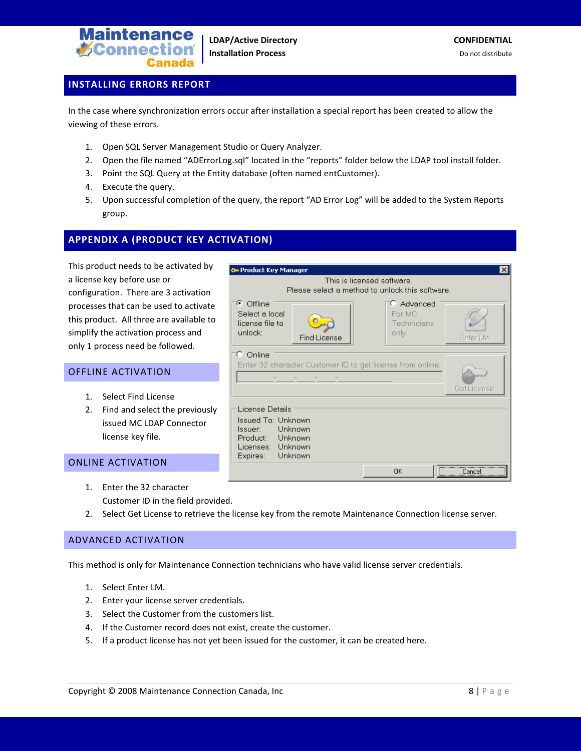## INSTALLING ERRORS REPORT

In the case where synchronization errors occur after installation a special report has been created to allow the viewing of these errors.

1. Open SQL Server Management Studio or Query Analyzer.
2. Open the file named "ADErrorLog.sql" located in the "reports" folder below the LDAP tool install folder.
3. Point the SQL Query at the Entity database (often named entCustomer).
4. Execute the query.
5. Upon successful completion of the query, the report "AD Error Log" will be added to the System Reports group.

## APPENDIX A (PRODUCT KEY ACTIVATION)

This product needs to be activated by a license key before use or configuration. There are 3 activation processes that can be used to activate this product. All three are available to simplify the activation process and only 1 process need be followed.

Product Key Manager

This is licensed software.
Please select a method to unlock this software.

Offline
Select a local license file to unlock:
Find License

Advanced
For MC Technicians only:
Enter LM

Online
Enter 32 character Customer ID to get license from online:
Get License

License Details
Issued To: Unknown
Issuer: Unknown
Product: Unknown
Licenses: Unknown
Expires: Unknown

OK
Cancel

### OFFLINE ACTIVATION

1. Select Find License
2. Find and select the previously issued MC LDAP Connector license key file.

### ONLINE ACTIVATION

1. Enter the 32 character Customer ID in the field provided.
2. Select Get License to retrieve the license key from the remote Maintenance Connection license server.

### ADVANCED ACTIVATION

This method is only for Maintenance Connection technicians who have valid license server credentials.

1. Select Enter LM.
2. Enter your license server credentials.
3. Select the Customer from the customers list.
4. If the Customer record does not exist, create the customer.
5. If a product license has not yet been issued for the customer, it can be created here.